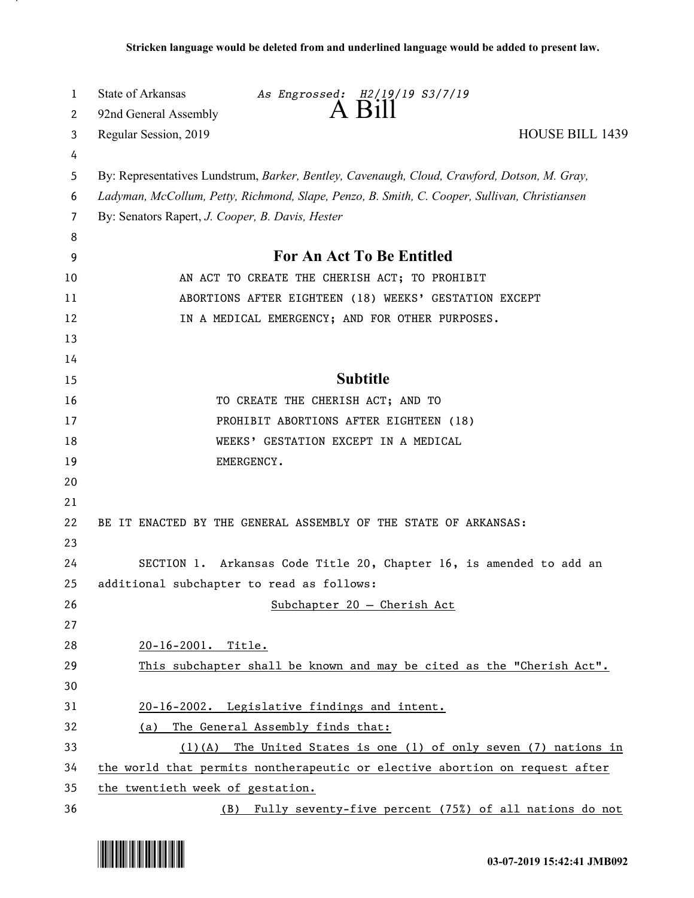**Stricken language would be deleted from and underlined language would be added to present law.**

State of Arkansas *As Engrossed: H2/19/19 S3/7/19*
92nd General Assembly

# A Bill

Regular Session, 2019 HOUSE BILL 1439

By: Representatives Lundstrum, *Barker, Bentley, Cavenaugh, Cloud, Crawford, Dotson, M. Gray, Ladyman, McCollum, Petty, Richmond, Slape, Penzo, B. Smith, C. Cooper, Sullivan, Christiansen*
By: Senators Rapert, *J. Cooper, B. Davis, Hester*

## For An Act To Be Entitled

AN ACT TO CREATE THE CHERISH ACT; TO PROHIBIT ABORTIONS AFTER EIGHTEEN (18) WEEKS' GESTATION EXCEPT IN A MEDICAL EMERGENCY; AND FOR OTHER PURPOSES.

## Subtitle

TO CREATE THE CHERISH ACT; AND TO PROHIBIT ABORTIONS AFTER EIGHTEEN (18) WEEKS' GESTATION EXCEPT IN A MEDICAL EMERGENCY.

BE IT ENACTED BY THE GENERAL ASSEMBLY OF THE STATE OF ARKANSAS:

SECTION 1. Arkansas Code Title 20, Chapter 16, is amended to add an additional subchapter to read as follows:

<u>Subchapter 20 — Cherish Act</u>

<u>20-16-2001. Title.</u>

<u>This subchapter shall be known and may be cited as the "Cherish Act".</u>

<u>20-16-2002. Legislative findings and intent.</u>

<u>(a) The General Assembly finds that:</u>

<u>(1)(A) The United States is one (1) of only seven (7) nations in the world that permits nontherapeutic or elective abortion on request after the twentieth week of gestation.</u>

<u>(B) Fully seventy-five percent (75%) of all nations do not</u>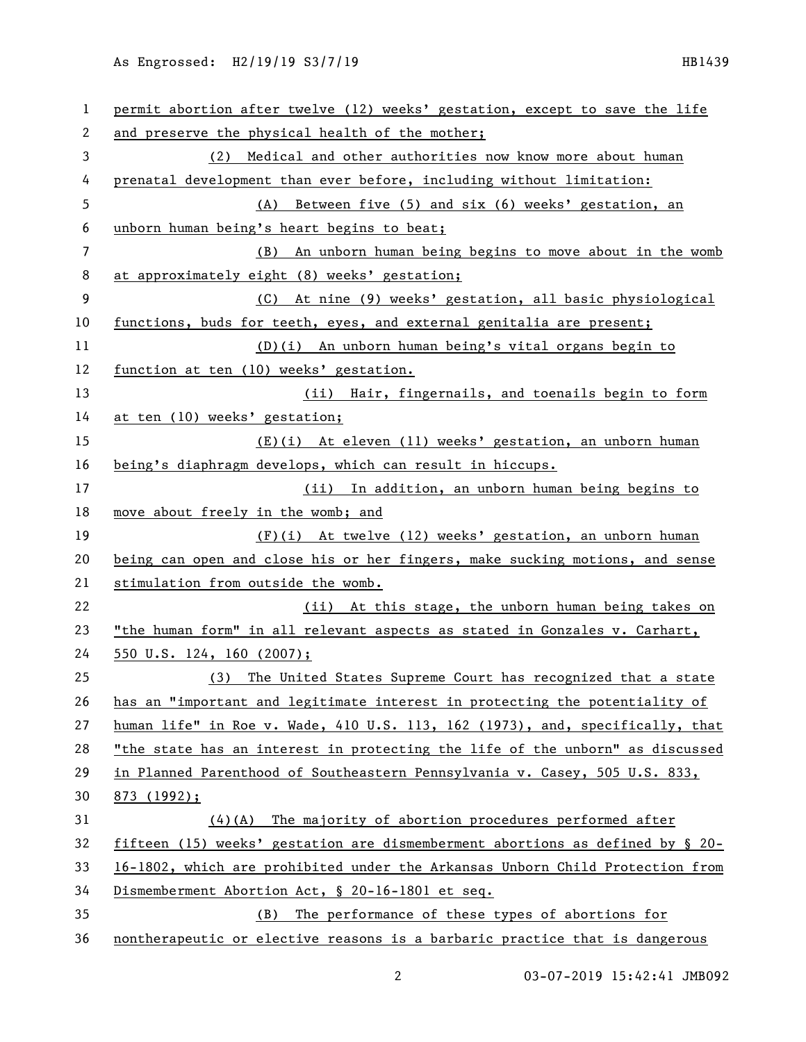permit abortion after twelve (12) weeks' gestation, except to save the life and preserve the physical health of the mother;

(2) Medical and other authorities now know more about human prenatal development than ever before, including without limitation:

(A) Between five (5) and six (6) weeks' gestation, an unborn human being's heart begins to beat;

(B) An unborn human being begins to move about in the womb at approximately eight (8) weeks' gestation;

(C) At nine (9) weeks' gestation, all basic physiological functions, buds for teeth, eyes, and external genitalia are present;

(D)(i) An unborn human being's vital organs begin to function at ten (10) weeks' gestation.

(ii) Hair, fingernails, and toenails begin to form at ten (10) weeks' gestation;

(E)(i) At eleven (11) weeks' gestation, an unborn human being's diaphragm develops, which can result in hiccups.

(ii) In addition, an unborn human being begins to move about freely in the womb; and

(F)(i) At twelve (12) weeks' gestation, an unborn human being can open and close his or her fingers, make sucking motions, and sense stimulation from outside the womb.

(ii) At this stage, the unborn human being takes on "the human form" in all relevant aspects as stated in Gonzales v. Carhart, 550 U.S. 124, 160 (2007);

(3) The United States Supreme Court has recognized that a state has an "important and legitimate interest in protecting the potentiality of human life" in Roe v. Wade, 410 U.S. 113, 162 (1973), and, specifically, that "the state has an interest in protecting the life of the unborn" as discussed in Planned Parenthood of Southeastern Pennsylvania v. Casey, 505 U.S. 833, 873 (1992);

(4)(A) The majority of abortion procedures performed after fifteen (15) weeks' gestation are dismemberment abortions as defined by § 20-16-1802, which are prohibited under the Arkansas Unborn Child Protection from Dismemberment Abortion Act, § 20-16-1801 et seq.

(B) The performance of these types of abortions for nontherapeutic or elective reasons is a barbaric practice that is dangerous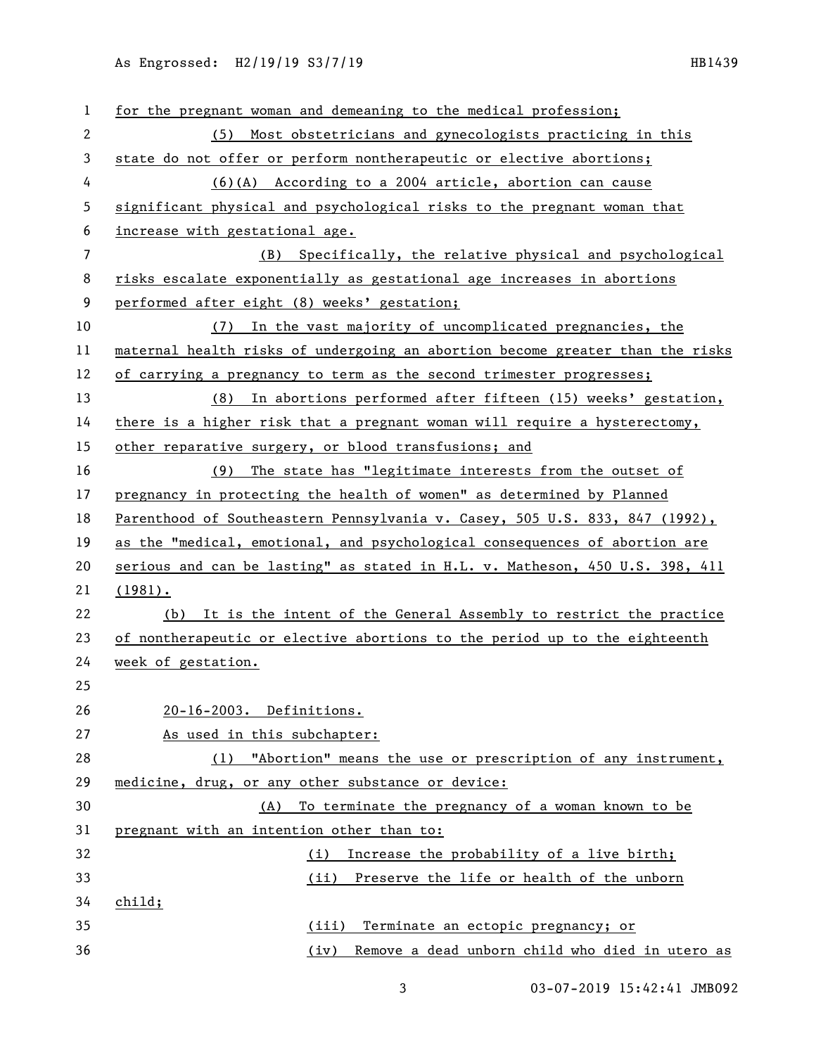for the pregnant woman and demeaning to the medical profession;

(5) Most obstetricians and gynecologists practicing in this state do not offer or perform nontherapeutic or elective abortions;

(6)(A) According to a 2004 article, abortion can cause significant physical and psychological risks to the pregnant woman that increase with gestational age.

(B) Specifically, the relative physical and psychological risks escalate exponentially as gestational age increases in abortions performed after eight (8) weeks' gestation;

(7) In the vast majority of uncomplicated pregnancies, the maternal health risks of undergoing an abortion become greater than the risks of carrying a pregnancy to term as the second trimester progresses;

(8) In abortions performed after fifteen (15) weeks' gestation, there is a higher risk that a pregnant woman will require a hysterectomy, other reparative surgery, or blood transfusions; and

(9) The state has "legitimate interests from the outset of pregnancy in protecting the health of women" as determined by Planned Parenthood of Southeastern Pennsylvania v. Casey, 505 U.S. 833, 847 (1992), as the "medical, emotional, and psychological consequences of abortion are serious and can be lasting" as stated in H.L. v. Matheson, 450 U.S. 398, 411 (1981).

(b) It is the intent of the General Assembly to restrict the practice of nontherapeutic or elective abortions to the period up to the eighteenth week of gestation.

20-16-2003. Definitions.

As used in this subchapter:

(1) "Abortion" means the use or prescription of any instrument, medicine, drug, or any other substance or device:

(A) To terminate the pregnancy of a woman known to be pregnant with an intention other than to:

(i) Increase the probability of a live birth;

(ii) Preserve the life or health of the unborn child;

(iii) Terminate an ectopic pregnancy; or

(iv) Remove a dead unborn child who died in utero as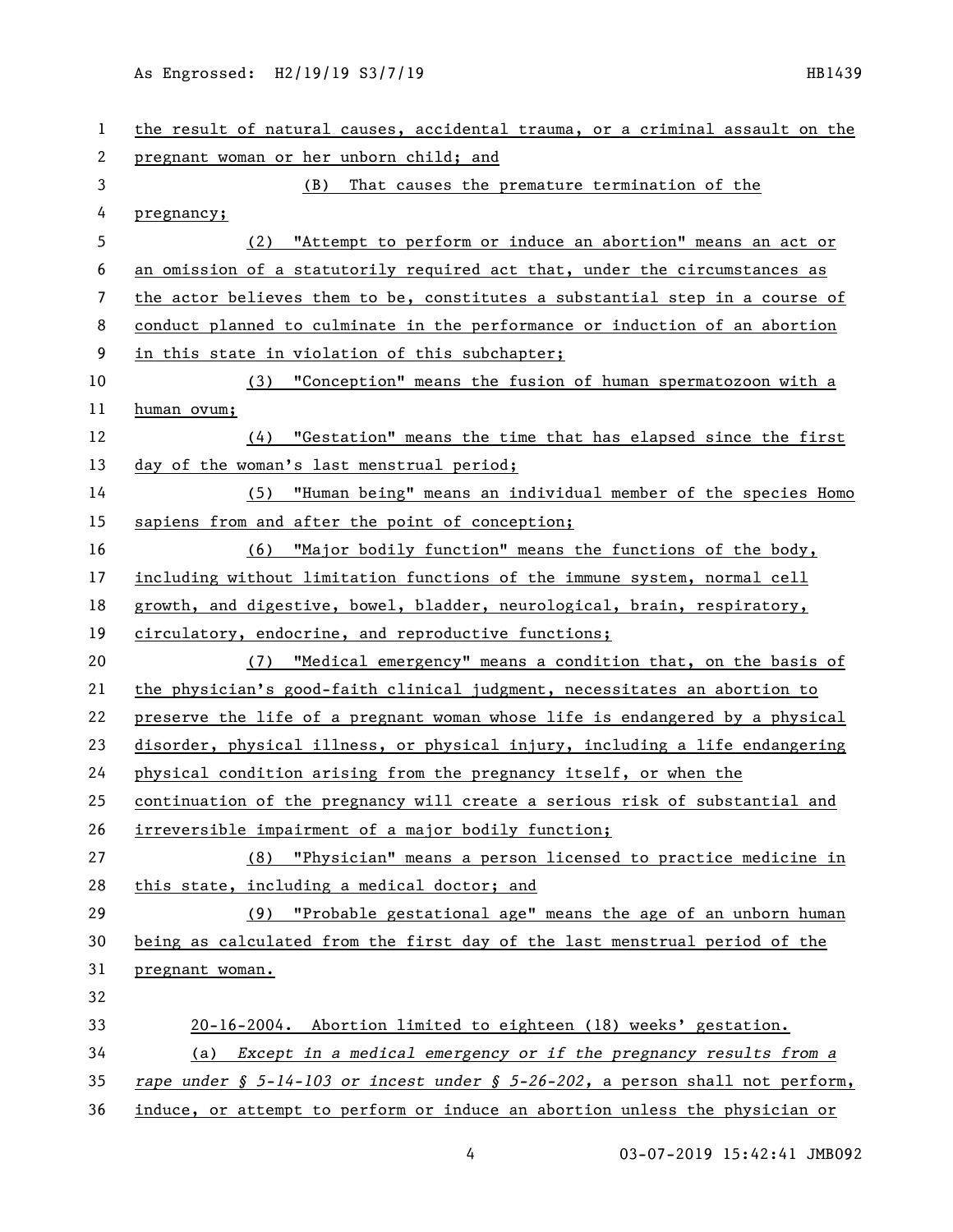the result of natural causes, accidental trauma, or a criminal assault on the pregnant woman or her unborn child; and

(B) That causes the premature termination of the pregnancy;

(2) "Attempt to perform or induce an abortion" means an act or an omission of a statutorily required act that, under the circumstances as the actor believes them to be, constitutes a substantial step in a course of conduct planned to culminate in the performance or induction of an abortion in this state in violation of this subchapter;

(3) "Conception" means the fusion of human spermatozoon with a human ovum;

(4) "Gestation" means the time that has elapsed since the first day of the woman's last menstrual period;

(5) "Human being" means an individual member of the species Homo sapiens from and after the point of conception;

(6) "Major bodily function" means the functions of the body, including without limitation functions of the immune system, normal cell growth, and digestive, bowel, bladder, neurological, brain, respiratory, circulatory, endocrine, and reproductive functions;

(7) "Medical emergency" means a condition that, on the basis of the physician's good-faith clinical judgment, necessitates an abortion to preserve the life of a pregnant woman whose life is endangered by a physical disorder, physical illness, or physical injury, including a life endangering physical condition arising from the pregnancy itself, or when the continuation of the pregnancy will create a serious risk of substantial and irreversible impairment of a major bodily function;

(8) "Physician" means a person licensed to practice medicine in this state, including a medical doctor; and

(9) "Probable gestational age" means the age of an unborn human being as calculated from the first day of the last menstrual period of the pregnant woman.

20-16-2004. Abortion limited to eighteen (18) weeks' gestation.

(a) *Except in a medical emergency or if the pregnancy results from a rape under § 5-14-103 or incest under § 5-26-202*, a person shall not perform, induce, or attempt to perform or induce an abortion unless the physician or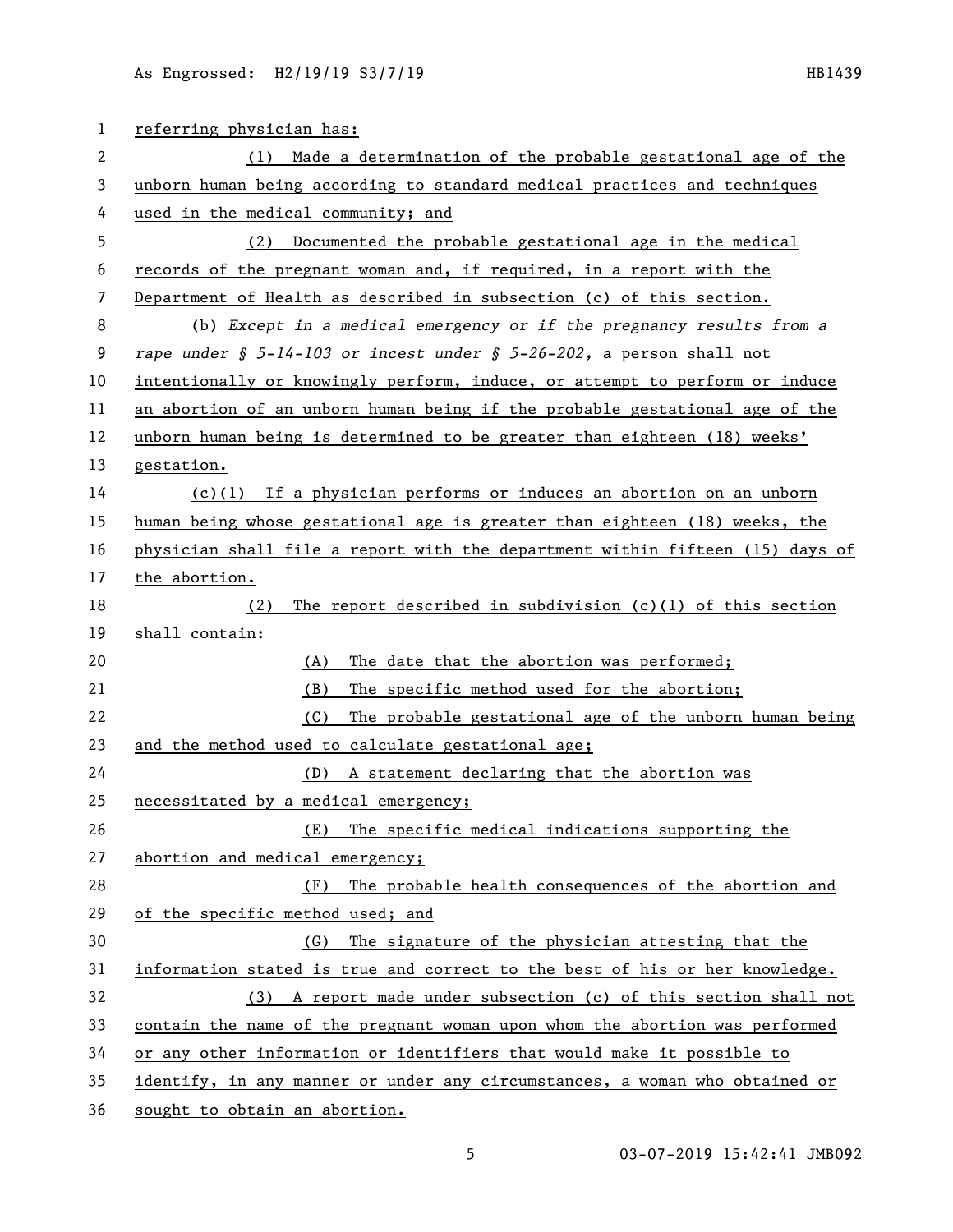referring physician has:

(1) Made a determination of the probable gestational age of the unborn human being according to standard medical practices and techniques used in the medical community; and

(2) Documented the probable gestational age in the medical records of the pregnant woman and, if required, in a report with the Department of Health as described in subsection (c) of this section.

(b) *Except in a medical emergency or if the pregnancy results from a rape under § 5-14-103 or incest under § 5-26-202,* a person shall not intentionally or knowingly perform, induce, or attempt to perform or induce an abortion of an unborn human being if the probable gestational age of the unborn human being is determined to be greater than eighteen (18) weeks' gestation.

(c)(1) If a physician performs or induces an abortion on an unborn human being whose gestational age is greater than eighteen (18) weeks, the physician shall file a report with the department within fifteen (15) days of the abortion.

(2) The report described in subdivision (c)(1) of this section shall contain:

(A) The date that the abortion was performed;

(B) The specific method used for the abortion;

(C) The probable gestational age of the unborn human being and the method used to calculate gestational age;

(D) A statement declaring that the abortion was necessitated by a medical emergency;

(E) The specific medical indications supporting the abortion and medical emergency;

(F) The probable health consequences of the abortion and of the specific method used; and

(G) The signature of the physician attesting that the information stated is true and correct to the best of his or her knowledge.

(3) A report made under subsection (c) of this section shall not contain the name of the pregnant woman upon whom the abortion was performed or any other information or identifiers that would make it possible to identify, in any manner or under any circumstances, a woman who obtained or sought to obtain an abortion.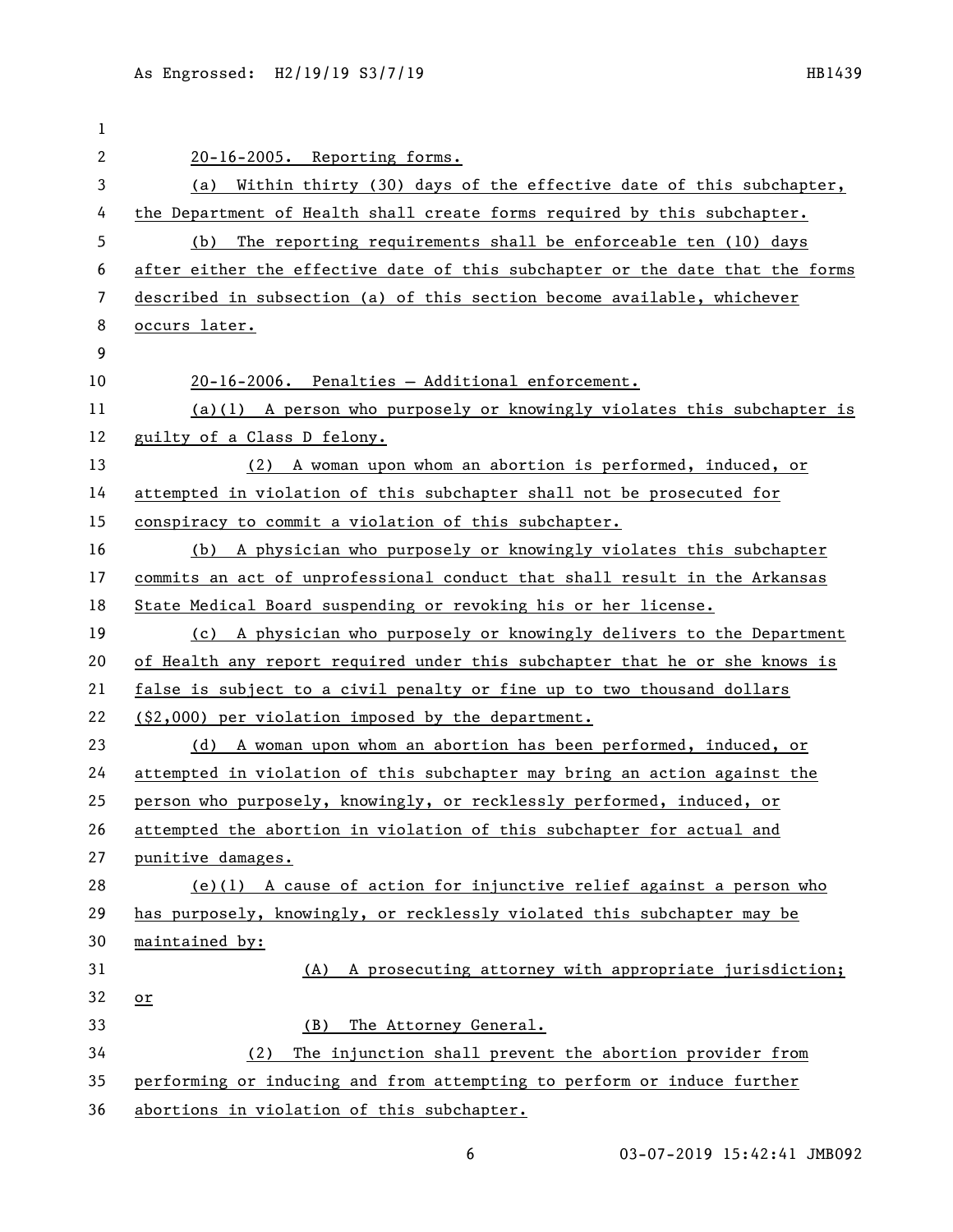20-16-2005. Reporting forms.

(a) Within thirty (30) days of the effective date of this subchapter, the Department of Health shall create forms required by this subchapter.

(b) The reporting requirements shall be enforceable ten (10) days after either the effective date of this subchapter or the date that the forms described in subsection (a) of this section become available, whichever occurs later.

20-16-2006. Penalties — Additional enforcement.

(a)(1) A person who purposely or knowingly violates this subchapter is guilty of a Class D felony.

(2) A woman upon whom an abortion is performed, induced, or attempted in violation of this subchapter shall not be prosecuted for conspiracy to commit a violation of this subchapter.

(b) A physician who purposely or knowingly violates this subchapter commits an act of unprofessional conduct that shall result in the Arkansas State Medical Board suspending or revoking his or her license.

(c) A physician who purposely or knowingly delivers to the Department of Health any report required under this subchapter that he or she knows is false is subject to a civil penalty or fine up to two thousand dollars ($2,000) per violation imposed by the department.

(d) A woman upon whom an abortion has been performed, induced, or attempted in violation of this subchapter may bring an action against the person who purposely, knowingly, or recklessly performed, induced, or attempted the abortion in violation of this subchapter for actual and punitive damages.

(e)(1) A cause of action for injunctive relief against a person who has purposely, knowingly, or recklessly violated this subchapter may be maintained by:

(A) A prosecuting attorney with appropriate jurisdiction; or

(B) The Attorney General.

(2) The injunction shall prevent the abortion provider from performing or inducing and from attempting to perform or induce further abortions in violation of this subchapter.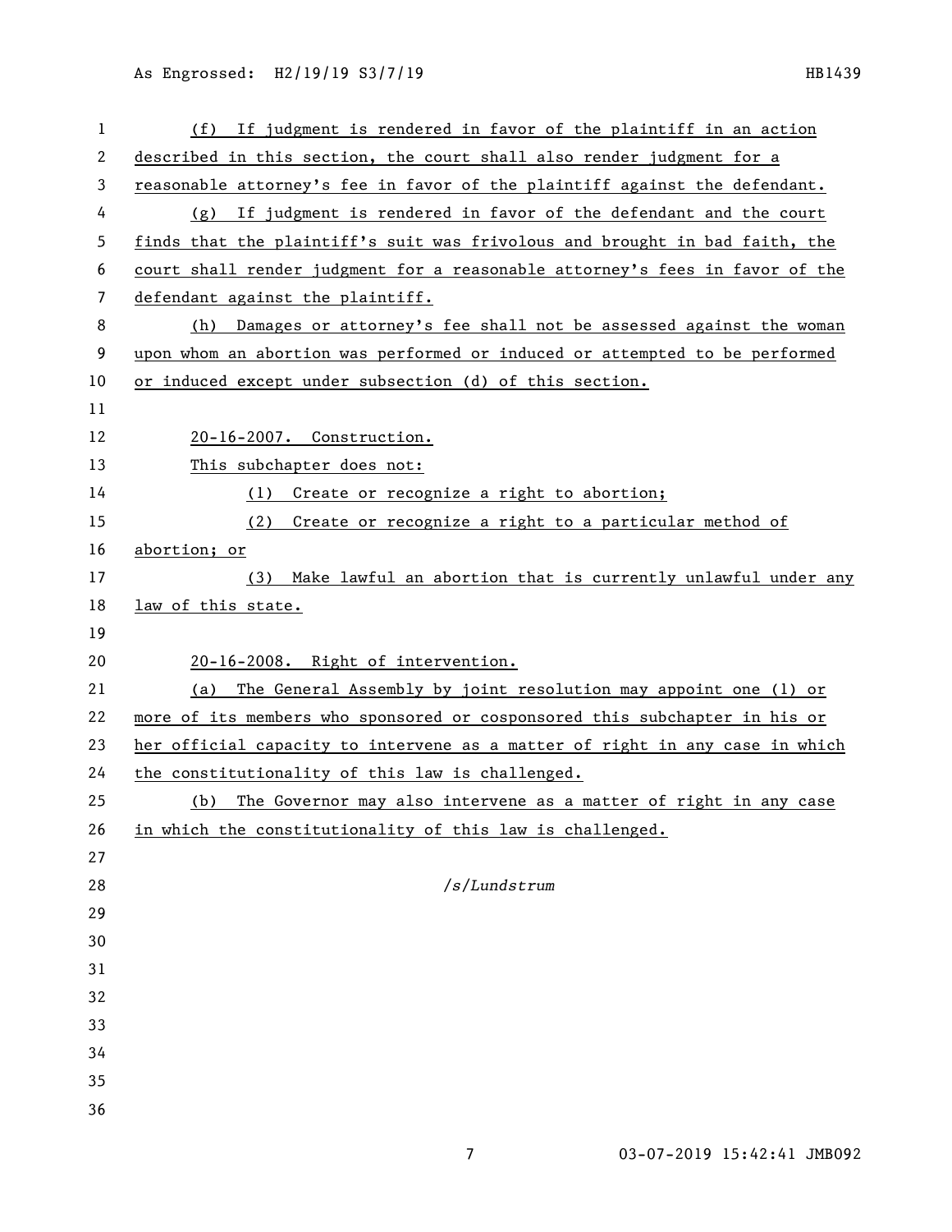(f) If judgment is rendered in favor of the plaintiff in an action described in this section, the court shall also render judgment for a reasonable attorney's fee in favor of the plaintiff against the defendant.

(g) If judgment is rendered in favor of the defendant and the court finds that the plaintiff's suit was frivolous and brought in bad faith, the court shall render judgment for a reasonable attorney's fees in favor of the defendant against the plaintiff.

(h) Damages or attorney's fee shall not be assessed against the woman upon whom an abortion was performed or induced or attempted to be performed or induced except under subsection (d) of this section.

20-16-2007. Construction.

This subchapter does not:

(1) Create or recognize a right to abortion;

(2) Create or recognize a right to a particular method of abortion; or

(3) Make lawful an abortion that is currently unlawful under any law of this state.

20-16-2008. Right of intervention.

(a) The General Assembly by joint resolution may appoint one (1) or more of its members who sponsored or cosponsored this subchapter in his or her official capacity to intervene as a matter of right in any case in which the constitutionality of this law is challenged.

(b) The Governor may also intervene as a matter of right in any case in which the constitutionality of this law is challenged.

*/s/Lundstrum*